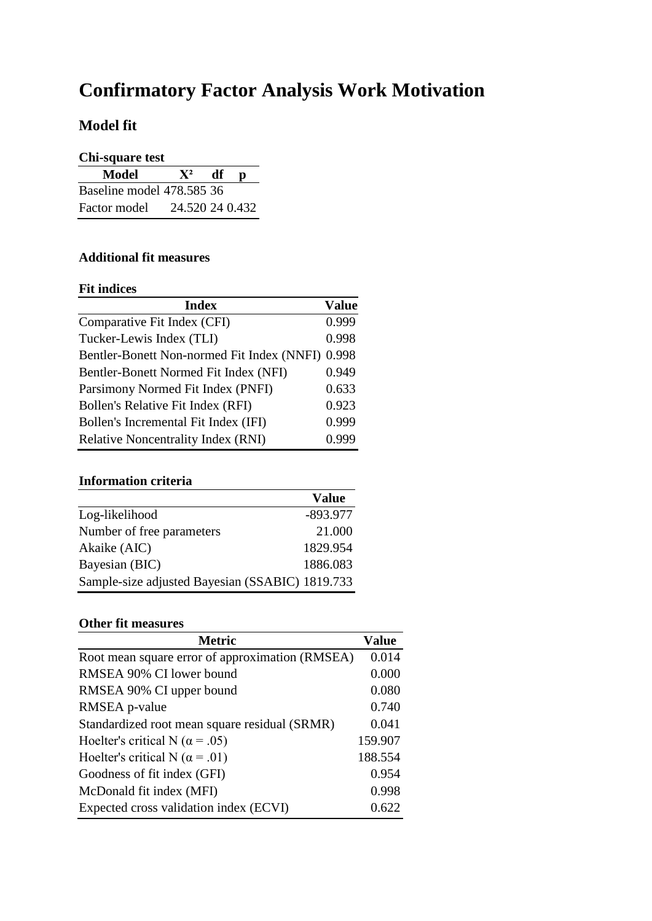# Confirmatory Factor Analysis Work Motivation

## Model fit

### Chi-square test

| Model | $X^2$ | df | p |
|---|---|---|---|
| Baseline model | 478.585 | 36 | |
| Factor model | 24.520 | 24 | 0.432 |

### Additional fit measures

#### Fit indices

| Index | Value |
|---|---|
| Comparative Fit Index (CFI) | 0.999 |
| Tucker-Lewis Index (TLI) | 0.998 |
| Bentler-Bonett Non-normed Fit Index (NNFI) | 0.998 |
| Bentler-Bonett Normed Fit Index (NFI) | 0.949 |
| Parsimony Normed Fit Index (PNFI) | 0.633 |
| Bollen's Relative Fit Index (RFI) | 0.923 |
| Bollen's Incremental Fit Index (IFI) | 0.999 |
| Relative Noncentrality Index (RNI) | 0.999 |

#### Information criteria

| | Value |
|---|---|
| Log-likelihood | -893.977 |
| Number of free parameters | 21.000 |
| Akaike (AIC) | 1829.954 |
| Bayesian (BIC) | 1886.083 |
| Sample-size adjusted Bayesian (SSABIC) | 1819.733 |

#### Other fit measures

| Metric | Value |
|---|---|
| Root mean square error of approximation (RMSEA) | 0.014 |
| RMSEA 90% CI lower bound | 0.000 |
| RMSEA 90% CI upper bound | 0.080 |
| RMSEA p-value | 0.740 |
| Standardized root mean square residual (SRMR) | 0.041 |
| Hoelter's critical N ($\alpha = .05$) | 159.907 |
| Hoelter's critical N ($\alpha = .01$) | 188.554 |
| Goodness of fit index (GFI) | 0.954 |
| McDonald fit index (MFI) | 0.998 |
| Expected cross validation index (ECVI) | 0.622 |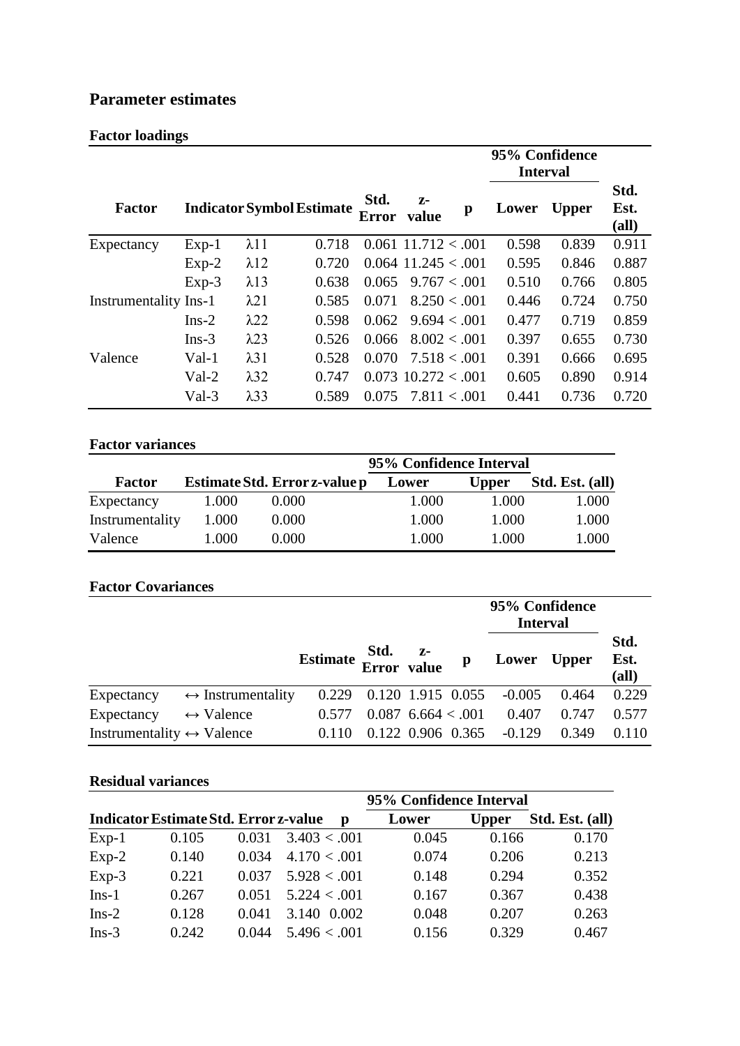## Parameter estimates

### Factor loadings

| | | | | | | | 95% Confidence Interval | | |
|---|---|---|---|---|---|---|---|---|---|
| Factor | Indicator | Symbol | Estimate | Std. Error | z-value | p | Lower | Upper | Std. Est. (all) |
| Expectancy | Exp-1 | λ11 | 0.718 | 0.061 | 11.712 | < .001 | 0.598 | 0.839 | 0.911 |
| | Exp-2 | λ12 | 0.720 | 0.064 | 11.245 | < .001 | 0.595 | 0.846 | 0.887 |
| | Exp-3 | λ13 | 0.638 | 0.065 | 9.767 | < .001 | 0.510 | 0.766 | 0.805 |
| Instrumentality | Ins-1 | λ21 | 0.585 | 0.071 | 8.250 | < .001 | 0.446 | 0.724 | 0.750 |
| | Ins-2 | λ22 | 0.598 | 0.062 | 9.694 | < .001 | 0.477 | 0.719 | 0.859 |
| | Ins-3 | λ23 | 0.526 | 0.066 | 8.002 | < .001 | 0.397 | 0.655 | 0.730 |
| Valence | Val-1 | λ31 | 0.528 | 0.070 | 7.518 | < .001 | 0.391 | 0.666 | 0.695 |
| | Val-2 | λ32 | 0.747 | 0.073 | 10.272 | < .001 | 0.605 | 0.890 | 0.914 |
| | Val-3 | λ33 | 0.589 | 0.075 | 7.811 | < .001 | 0.441 | 0.736 | 0.720 |

### Factor variances

| | | | | | 95% Confidence Interval | | |
|---|---|---|---|---|---|---|---|
| Factor | Estimate | Std. Error | z-value | p | Lower | Upper | Std. Est. (all) |
| Expectancy | 1.000 | 0.000 | | | 1.000 | 1.000 | 1.000 |
| Instrumentality | 1.000 | 0.000 | | | 1.000 | 1.000 | 1.000 |
| Valence | 1.000 | 0.000 | | | 1.000 | 1.000 | 1.000 |

### Factor Covariances

| | | | | | | 95% Confidence Interval | | |
|---|---|---|---|---|---|---|---|---|
| | | Estimate | Std. Error | z-value | p | Lower | Upper | Std. Est. (all) |
| Expectancy | ↔ Instrumentality | 0.229 | 0.120 | 1.915 | 0.055 | -0.005 | 0.464 | 0.229 |
| Expectancy | ↔ Valence | 0.577 | 0.087 | 6.664 | < .001 | 0.407 | 0.747 | 0.577 |
| Instrumentality | ↔ Valence | 0.110 | 0.122 | 0.906 | 0.365 | -0.129 | 0.349 | 0.110 |

### Residual variances

| | | | | | 95% Confidence Interval | | |
|---|---|---|---|---|---|---|---|
| Indicator | Estimate | Std. Error | z-value | p | Lower | Upper | Std. Est. (all) |
| Exp-1 | 0.105 | 0.031 | 3.403 | < .001 | 0.045 | 0.166 | 0.170 |
| Exp-2 | 0.140 | 0.034 | 4.170 | < .001 | 0.074 | 0.206 | 0.213 |
| Exp-3 | 0.221 | 0.037 | 5.928 | < .001 | 0.148 | 0.294 | 0.352 |
| Ins-1 | 0.267 | 0.051 | 5.224 | < .001 | 0.167 | 0.367 | 0.438 |
| Ins-2 | 0.128 | 0.041 | 3.140 | 0.002 | 0.048 | 0.207 | 0.263 |
| Ins-3 | 0.242 | 0.044 | 5.496 | < .001 | 0.156 | 0.329 | 0.467 |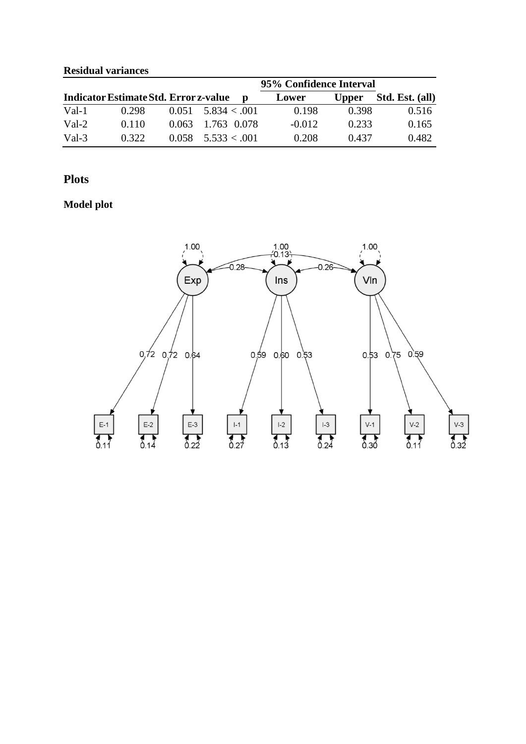**Residual variances**

| | | | | | 95% Confidence Interval | | |
|---|---|---|---|---|---|---|---|
| Indicator | Estimate | Std. Error | z-value | p | Lower | Upper | Std. Est. (all) |
| Val-1 | 0.298 | 0.051 | 5.834 | < .001 | 0.198 | 0.398 | 0.516 |
| Val-2 | 0.110 | 0.063 | 1.763 | 0.078 | -0.012 | 0.233 | 0.165 |
| Val-3 | 0.322 | 0.058 | 5.533 | < .001 | 0.208 | 0.437 | 0.482 |

## Plots

### Model plot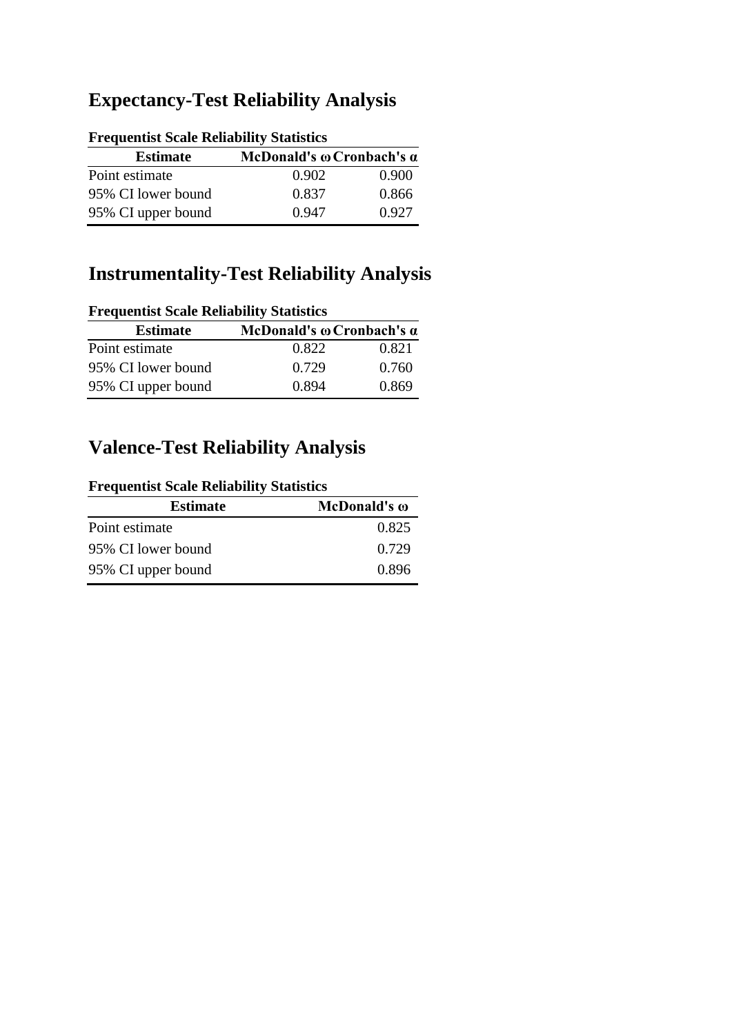# Expectancy-Test Reliability Analysis

**Frequentist Scale Reliability Statistics**

| Estimate | McDonald's ω | Cronbach's α |
|---|---|---|
| Point estimate | 0.902 | 0.900 |
| 95% CI lower bound | 0.837 | 0.866 |
| 95% CI upper bound | 0.947 | 0.927 |

# Instrumentality-Test Reliability Analysis

**Frequentist Scale Reliability Statistics**

| Estimate | McDonald's ω | Cronbach's α |
|---|---|---|
| Point estimate | 0.822 | 0.821 |
| 95% CI lower bound | 0.729 | 0.760 |
| 95% CI upper bound | 0.894 | 0.869 |

# Valence-Test Reliability Analysis

**Frequentist Scale Reliability Statistics**

| Estimate | McDonald's ω |
|---|---|
| Point estimate | 0.825 |
| 95% CI lower bound | 0.729 |
| 95% CI upper bound | 0.896 |